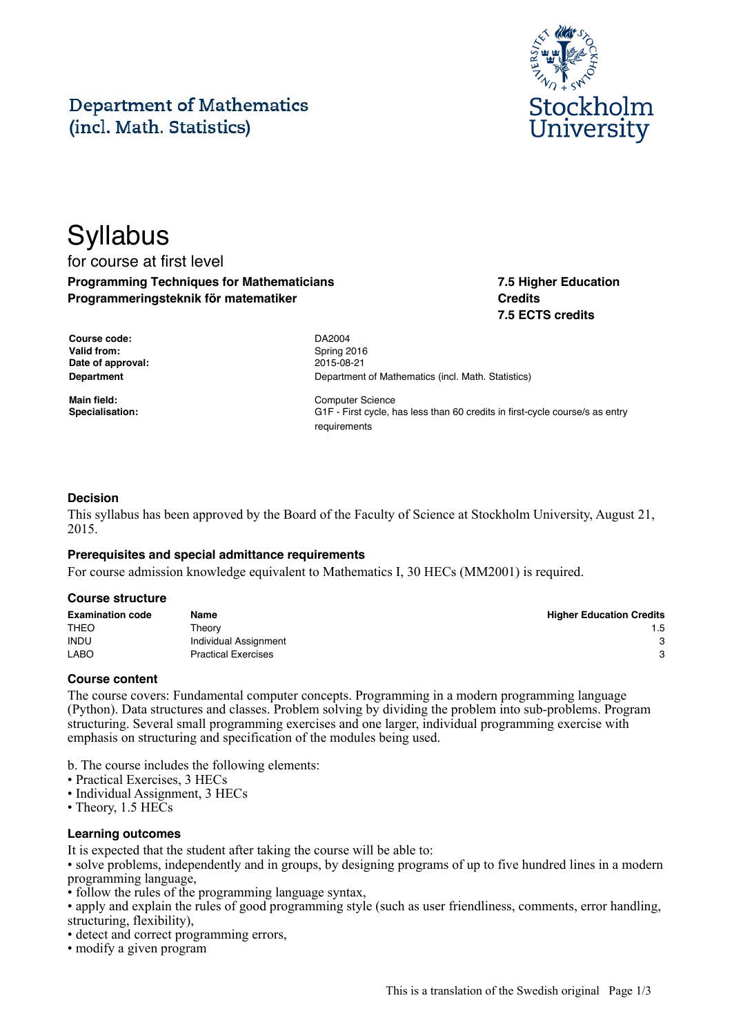Department of Mathematics (incl. Math. Statistics)

Stockholm University

# Syllabus

for course at first level

**Programming Techniques for Mathematicians**
**Programmeringsteknik för matematiker**

**7.5 Higher Education Credits**
**7.5 ECTS credits**

| | |
|---|---|
| **Course code:** | DA2004 |
| **Valid from:** | Spring 2016 |
| **Date of approval:** | 2015-08-21 |
| **Department** | Department of Mathematics (incl. Math. Statistics) |
| **Main field:** | Computer Science |
| **Specialisation:** | G1F - First cycle, has less than 60 credits in first-cycle course/s as entry requirements |

### Decision

This syllabus has been approved by the Board of the Faculty of Science at Stockholm University, August 21, 2015.

### Prerequisites and special admittance requirements

For course admission knowledge equivalent to Mathematics I, 30 HECs (MM2001) is required.

### Course structure

| Examination code | Name | Higher Education Credits |
|---|---|---|
| THEO | Theory | 1.5 |
| INDU | Individual Assignment | 3 |
| LABO | Practical Exercises | 3 |

### Course content

The course covers: Fundamental computer concepts. Programming in a modern programming language (Python). Data structures and classes. Problem solving by dividing the problem into sub-problems. Program structuring. Several small programming exercises and one larger, individual programming exercise with emphasis on structuring and specification of the modules being used.

b. The course includes the following elements:
- Practical Exercises, 3 HECs
- Individual Assignment, 3 HECs
- Theory, 1.5 HECs

### Learning outcomes

It is expected that the student after taking the course will be able to:
- solve problems, independently and in groups, by designing programs of up to five hundred lines in a modern programming language,
- follow the rules of the programming language syntax,
- apply and explain the rules of good programming style (such as user friendliness, comments, error handling, structuring, flexibility),
- detect and correct programming errors,
- modify a given program

This is a translation of the Swedish original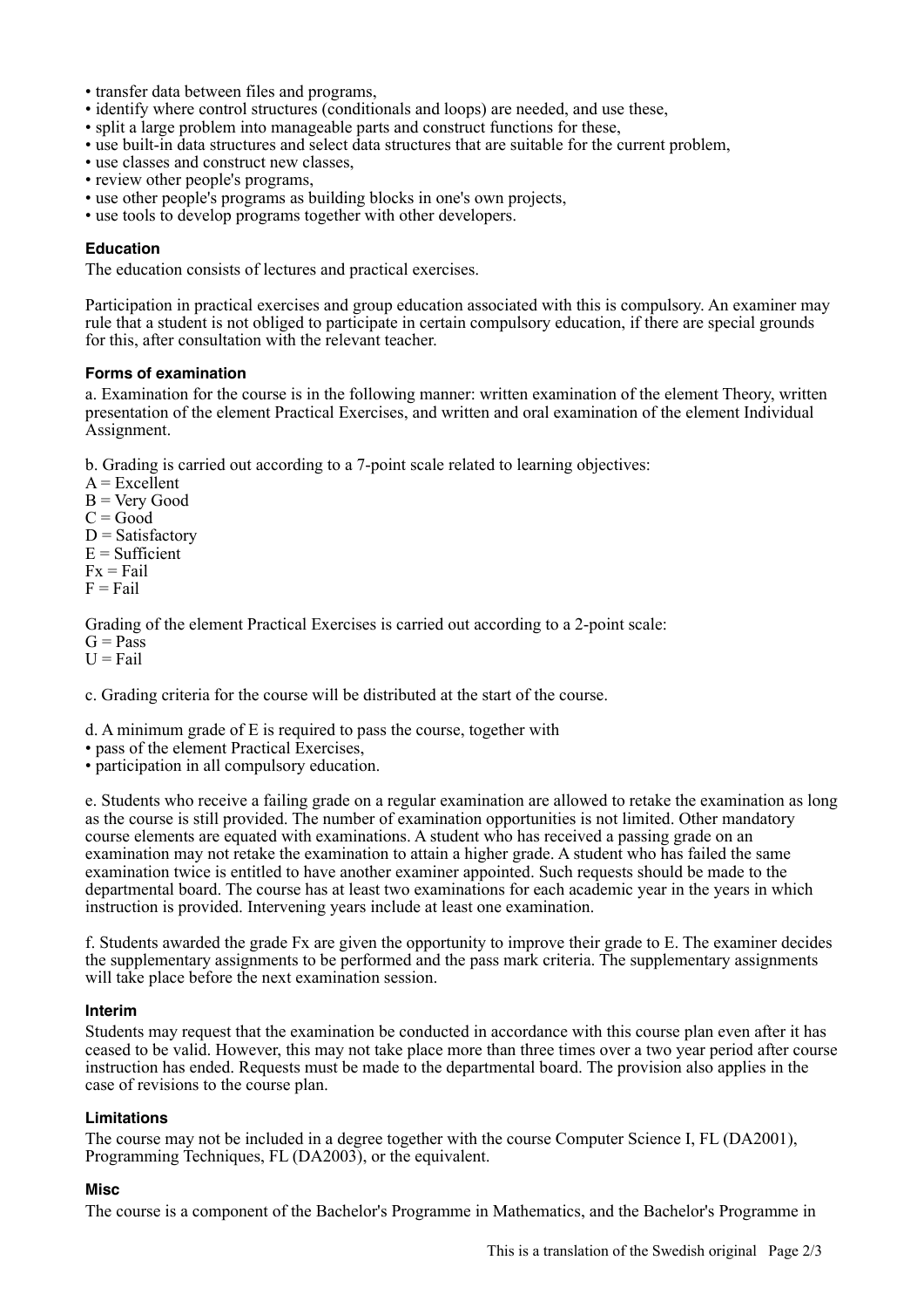- transfer data between files and programs,
- identify where control structures (conditionals and loops) are needed, and use these,
- split a large problem into manageable parts and construct functions for these,
- use built-in data structures and select data structures that are suitable for the current problem,
- use classes and construct new classes,
- review other people's programs,
- use other people's programs as building blocks in one's own projects,
- use tools to develop programs together with other developers.

### Education

The education consists of lectures and practical exercises.

Participation in practical exercises and group education associated with this is compulsory. An examiner may rule that a student is not obliged to participate in certain compulsory education, if there are special grounds for this, after consultation with the relevant teacher.

### Forms of examination

a. Examination for the course is in the following manner: written examination of the element Theory, written presentation of the element Practical Exercises, and written and oral examination of the element Individual Assignment.

b. Grading is carried out according to a 7-point scale related to learning objectives:
A = Excellent
B = Very Good
C = Good
D = Satisfactory
E = Sufficient
Fx = Fail
F = Fail

Grading of the element Practical Exercises is carried out according to a 2-point scale:
G = Pass
U = Fail

c. Grading criteria for the course will be distributed at the start of the course.

d. A minimum grade of E is required to pass the course, together with
- pass of the element Practical Exercises,
- participation in all compulsory education.

e. Students who receive a failing grade on a regular examination are allowed to retake the examination as long as the course is still provided. The number of examination opportunities is not limited. Other mandatory course elements are equated with examinations. A student who has received a passing grade on an examination may not retake the examination to attain a higher grade. A student who has failed the same examination twice is entitled to have another examiner appointed. Such requests should be made to the departmental board. The course has at least two examinations for each academic year in the years in which instruction is provided. Intervening years include at least one examination.

f. Students awarded the grade Fx are given the opportunity to improve their grade to E. The examiner decides the supplementary assignments to be performed and the pass mark criteria. The supplementary assignments will take place before the next examination session.

### Interim

Students may request that the examination be conducted in accordance with this course plan even after it has ceased to be valid. However, this may not take place more than three times over a two year period after course instruction has ended. Requests must be made to the departmental board. The provision also applies in the case of revisions to the course plan.

### Limitations

The course may not be included in a degree together with the course Computer Science I, FL (DA2001), Programming Techniques, FL (DA2003), or the equivalent.

### Misc

The course is a component of the Bachelor's Programme in Mathematics, and the Bachelor's Programme in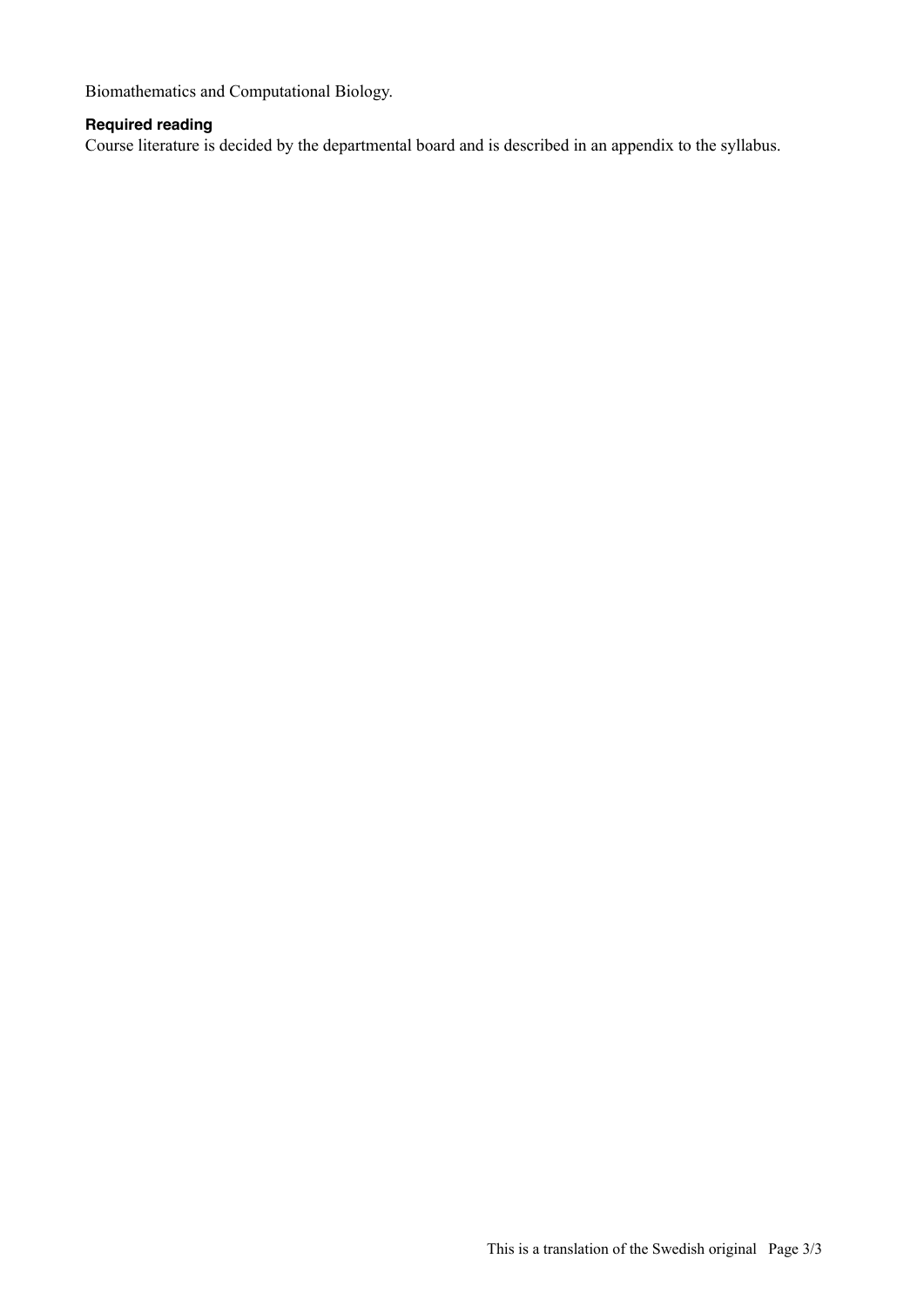Biomathematics and Computational Biology.

### Required reading

Course literature is decided by the departmental board and is described in an appendix to the syllabus.